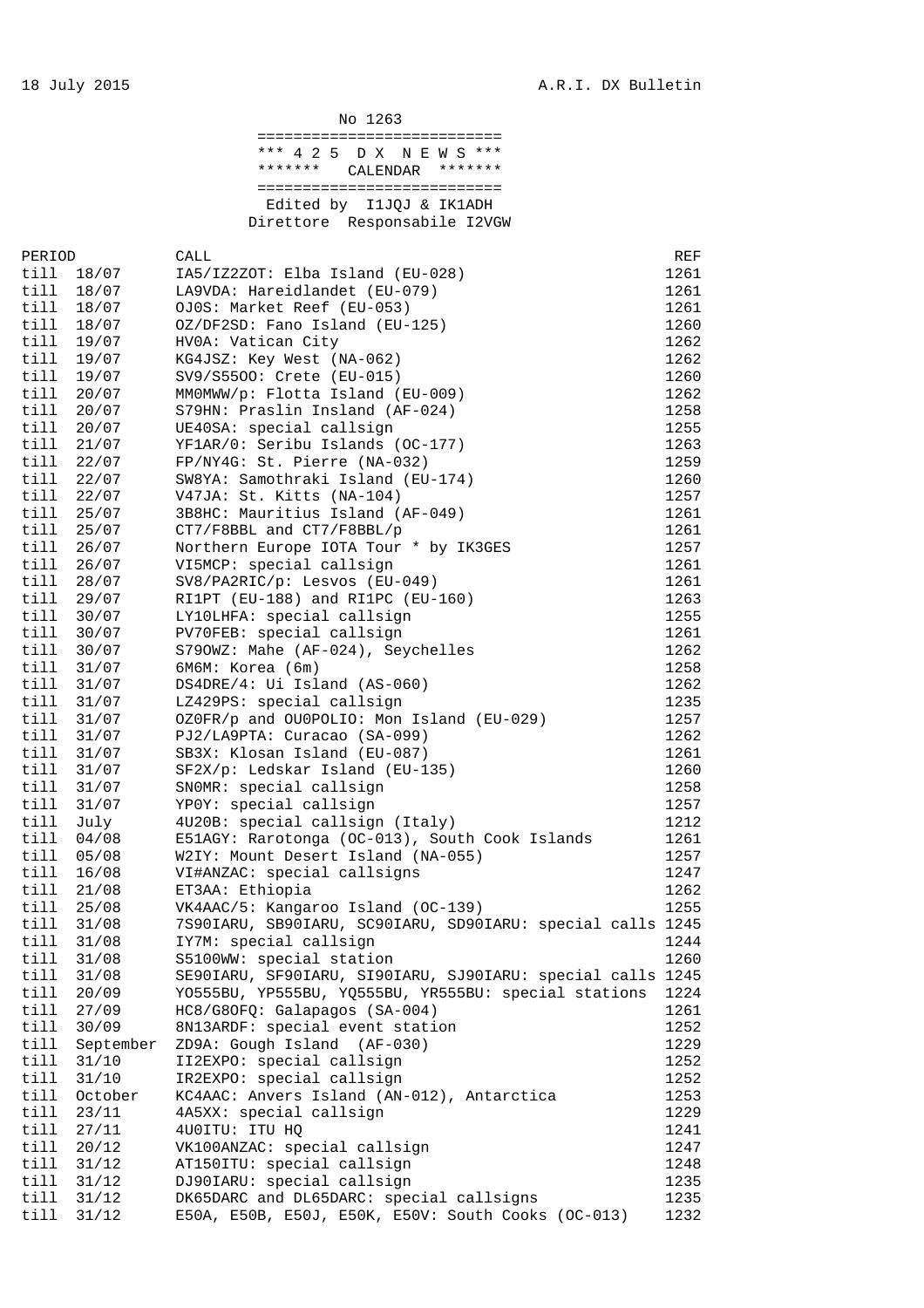18 July 2015 A.R.I. DX Bulletin

No 1263

```
===========================
*** 4 2 5  D X  N E W S ***
*******   CALENDAR   *******
===========================
```

Edited by I1JQJ & IK1ADH
Direttore Responsabile I2VGW

| PERIOD | | CALL | REF |
|---|---|---|---|
| till | 18/07 | IA5/IZ2ZOT: Elba Island (EU-028) | 1261 |
| till | 18/07 | LA9VDA: Hareidlandet (EU-079) | 1261 |
| till | 18/07 | OJ0S: Market Reef (EU-053) | 1261 |
| till | 18/07 | OZ/DF2SD: Fano Island (EU-125) | 1260 |
| till | 19/07 | HV0A: Vatican City | 1262 |
| till | 19/07 | KG4JSZ: Key West (NA-062) | 1262 |
| till | 19/07 | SV9/S55OO: Crete (EU-015) | 1260 |
| till | 20/07 | MM0MWW/p: Flotta Island (EU-009) | 1262 |
| till | 20/07 | S79HN: Praslin Insland (AF-024) | 1258 |
| till | 20/07 | UE40SA: special callsign | 1255 |
| till | 21/07 | YF1AR/0: Seribu Islands (OC-177) | 1263 |
| till | 22/07 | FP/NY4G: St. Pierre (NA-032) | 1259 |
| till | 22/07 | SW8YA: Samothraki Island (EU-174) | 1260 |
| till | 22/07 | V47JA: St. Kitts (NA-104) | 1257 |
| till | 25/07 | 3B8HC: Mauritius Island (AF-049) | 1261 |
| till | 25/07 | CT7/F8BBL and CT7/F8BBL/p | 1261 |
| till | 26/07 | Northern Europe IOTA Tour * by IK3GES | 1257 |
| till | 26/07 | VI5MCP: special callsign | 1261 |
| till | 28/07 | SV8/PA2RIC/p: Lesvos (EU-049) | 1261 |
| till | 29/07 | RI1PT (EU-188) and RI1PC (EU-160) | 1263 |
| till | 30/07 | LY10LHFA: special callsign | 1255 |
| till | 30/07 | PV70FEB: special callsign | 1261 |
| till | 30/07 | S79OWZ: Mahe (AF-024), Seychelles | 1262 |
| till | 31/07 | 6M6M: Korea (6m) | 1258 |
| till | 31/07 | DS4DRE/4: Ui Island (AS-060) | 1262 |
| till | 31/07 | LZ429PS: special callsign | 1235 |
| till | 31/07 | OZ0FR/p and OU0POLIO: Mon Island (EU-029) | 1257 |
| till | 31/07 | PJ2/LA9PTA: Curacao (SA-099) | 1262 |
| till | 31/07 | SB3X: Klosan Island (EU-087) | 1261 |
| till | 31/07 | SF2X/p: Ledskar Island (EU-135) | 1260 |
| till | 31/07 | SN0MR: special callsign | 1258 |
| till | 31/07 | YP0Y: special callsign | 1257 |
| till | July | 4U20B: special callsign (Italy) | 1212 |
| till | 04/08 | E51AGY: Rarotonga (OC-013), South Cook Islands | 1261 |
| till | 05/08 | W2IY: Mount Desert Island (NA-055) | 1257 |
| till | 16/08 | VI#ANZAC: special callsigns | 1247 |
| till | 21/08 | ET3AA: Ethiopia | 1262 |
| till | 25/08 | VK4AAC/5: Kangaroo Island (OC-139) | 1255 |
| till | 31/08 | 7S90IARU, SB90IARU, SC90IARU, SD90IARU: special calls | 1245 |
| till | 31/08 | IY7M: special callsign | 1244 |
| till | 31/08 | S5100WW: special station | 1260 |
| till | 31/08 | SE90IARU, SF90IARU, SI90IARU, SJ90IARU: special calls | 1245 |
| till | 20/09 | YO555BU, YP555BU, YQ555BU, YR555BU: special stations | 1224 |
| till | 27/09 | HC8/G8OFQ: Galapagos (SA-004) | 1261 |
| till | 30/09 | 8N13ARDF: special event station | 1252 |
| till | September | ZD9A: Gough Island (AF-030) | 1229 |
| till | 31/10 | II2EXPO: special callsign | 1252 |
| till | 31/10 | IR2EXPO: special callsign | 1252 |
| till | October | KC4AAC: Anvers Island (AN-012), Antarctica | 1253 |
| till | 23/11 | 4A5XX: special callsign | 1229 |
| till | 27/11 | 4U0ITU: ITU HQ | 1241 |
| till | 20/12 | VK100ANZAC: special callsign | 1247 |
| till | 31/12 | AT150ITU: special callsign | 1248 |
| till | 31/12 | DJ90IARU: special callsign | 1235 |
| till | 31/12 | DK65DARC and DL65DARC: special callsigns | 1235 |
| till | 31/12 | E50A, E50B, E50J, E50K, E50V: South Cooks (OC-013) | 1232 |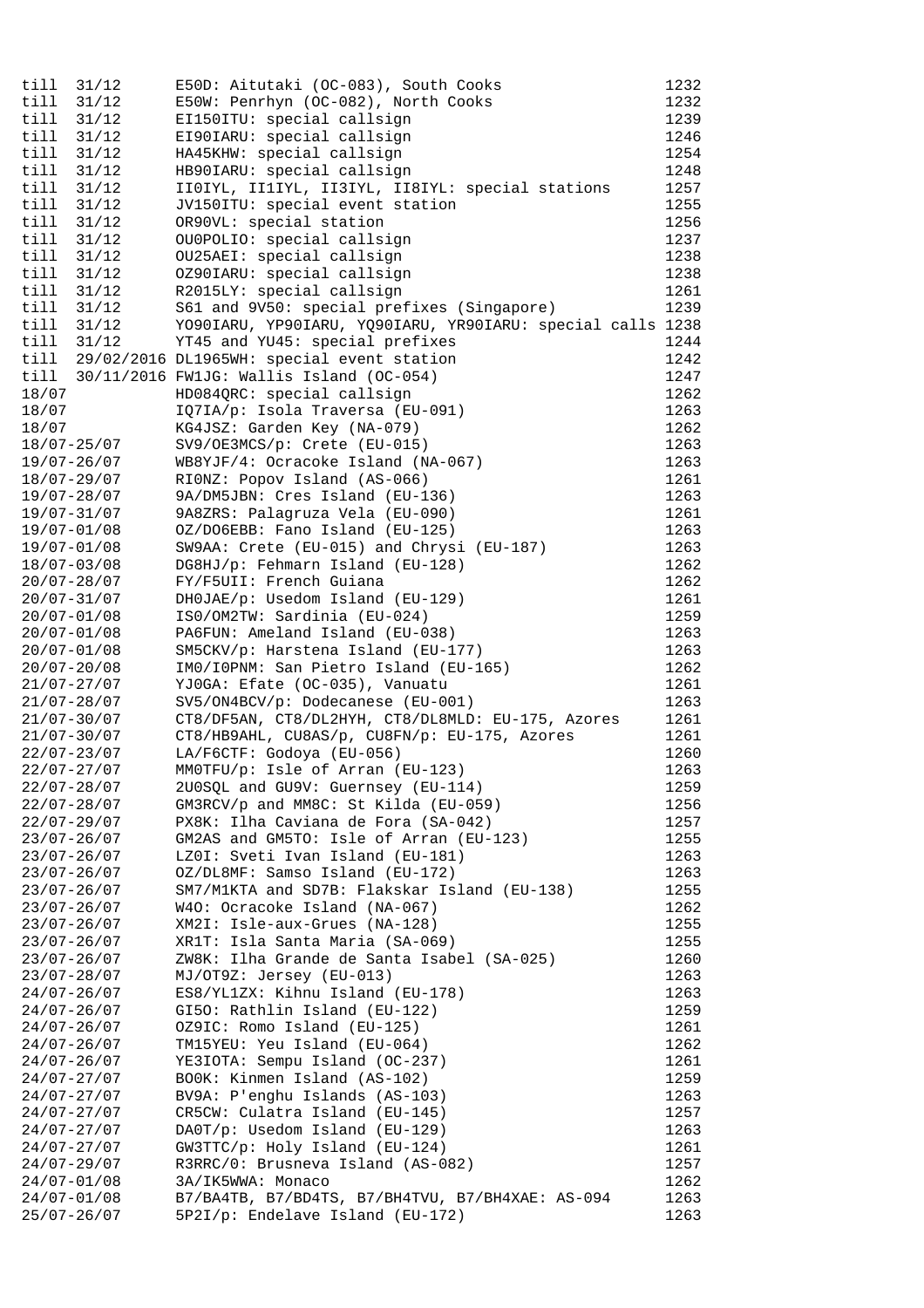```
till  31/12       E50D: Aitutaki (OC-083), South Cooks                    1232
till  31/12       E50W: Penrhyn (OC-082), North Cooks                     1232
till  31/12       EI150ITU: special callsign                              1239
till  31/12       EI90IARU: special callsign                              1246
till  31/12       HA45KHW: special callsign                               1254
till  31/12       HB90IARU: special callsign                              1248
till  31/12       II0IYL, II1IYL, II3IYL, II8IYL: special stations        1257
till  31/12       JV150ITU: special event station                         1255
till  31/12       OR90VL: special station                                 1256
till  31/12       OU0POLIO: special callsign                              1237
till  31/12       OU25AEI: special callsign                               1238
till  31/12       OZ90IARU: special callsign                              1238
till  31/12       R2015LY: special callsign                               1261
till  31/12       S61 and 9V50: special prefixes (Singapore)              1239
till  31/12       YO90IARU, YP90IARU, YQ90IARU, YR90IARU: special calls 1238
till  31/12       YT45 and YU45: special prefixes                         1244
till  29/02/2016 DL1965WH: special event station                          1242
till  30/11/2016 FW1JG: Wallis Island (OC-054)                            1247
18/07             HD084QRC: special callsign                              1262
18/07             IQ7IA/p: Isola Traversa (EU-091)                        1263
18/07             KG4JSZ: Garden Key (NA-079)                             1262
18/07-25/07       SV9/OE3MCS/p: Crete (EU-015)                            1263
19/07-26/07       WB8YJF/4: Ocracoke Island (NA-067)                      1263
18/07-29/07       RI0NZ: Popov Island (AS-066)                            1261
19/07-28/07       9A/DM5JBN: Cres Island (EU-136)                         1263
19/07-31/07       9A8ZRS: Palagruza Vela (EU-090)                         1261
19/07-01/08       OZ/DO6EBB: Fano Island (EU-125)                         1263
19/07-01/08       SW9AA: Crete (EU-015) and Chrysi (EU-187)               1263
18/07-03/08       DG8HJ/p: Fehmarn Island (EU-128)                        1262
20/07-28/07       FY/F5UII: French Guiana                                 1262
20/07-31/07       DH0JAE/p: Usedom Island (EU-129)                        1261
20/07-01/08       IS0/OM2TW: Sardinia (EU-024)                            1259
20/07-01/08       PA6FUN: Ameland Island (EU-038)                         1263
20/07-01/08       SM5CKV/p: Harstena Island (EU-177)                      1263
20/07-20/08       IM0/I0PNM: San Pietro Island (EU-165)                   1262
21/07-27/07       YJ0GA: Efate (OC-035), Vanuatu                          1261
21/07-28/07       SV5/ON4BCV/p: Dodecanese (EU-001)                       1263
21/07-30/07       CT8/DF5AN, CT8/DL2HYH, CT8/DL8MLD: EU-175, Azores       1261
21/07-30/07       CT8/HB9AHL, CU8AS/p, CU8FN/p: EU-175, Azores            1261
22/07-23/07       LA/F6CTF: Godoya (EU-056)                               1260
22/07-27/07       MM0TFU/p: Isle of Arran (EU-123)                        1263
22/07-28/07       2U0SQL and GU9V: Guernsey (EU-114)                      1259
22/07-28/07       GM3RCV/p and MM8C: St Kilda (EU-059)                    1256
22/07-29/07       PX8K: Ilha Caviana de Fora (SA-042)                     1257
23/07-26/07       GM2AS and GM5TO: Isle of Arran (EU-123)                 1255
23/07-26/07       LZ0I: Sveti Ivan Island (EU-181)                        1263
23/07-26/07       OZ/DL8MF: Samso Island (EU-172)                         1263
23/07-26/07       SM7/M1KTA and SD7B: Flakskar Island (EU-138)            1255
23/07-26/07       W4O: Ocracoke Island (NA-067)                           1262
23/07-26/07       XM2I: Isle-aux-Grues (NA-128)                           1255
23/07-26/07       XR1T: Isla Santa Maria (SA-069)                         1255
23/07-26/07       ZW8K: Ilha Grande de Santa Isabel (SA-025)              1260
23/07-28/07       MJ/OT9Z: Jersey (EU-013)                                1263
24/07-26/07       ES8/YL1ZX: Kihnu Island (EU-178)                        1263
24/07-26/07       GI5O: Rathlin Island (EU-122)                           1259
24/07-26/07       OZ9IC: Romo Island (EU-125)                             1261
24/07-26/07       TM15YEU: Yeu Island (EU-064)                            1262
24/07-26/07       YE3IOTA: Sempu Island (OC-237)                          1261
24/07-27/07       BO0K: Kinmen Island (AS-102)                            1259
24/07-27/07       BV9A: P'enghu Islands (AS-103)                          1263
24/07-27/07       CR5CW: Culatra Island (EU-145)                          1257
24/07-27/07       DA0T/p: Usedom Island (EU-129)                          1263
24/07-27/07       GW3TTC/p: Holy Island (EU-124)                          1261
24/07-29/07       R3RRC/0: Brusneva Island (AS-082)                       1257
24/07-01/08       3A/IK5WWA: Monaco                                       1262
24/07-01/08       B7/BA4TB, B7/BD4TS, B7/BH4TVU, B7/BH4XAE: AS-094        1263
25/07-26/07       5P2I/p: Endelave Island (EU-172)                        1263
```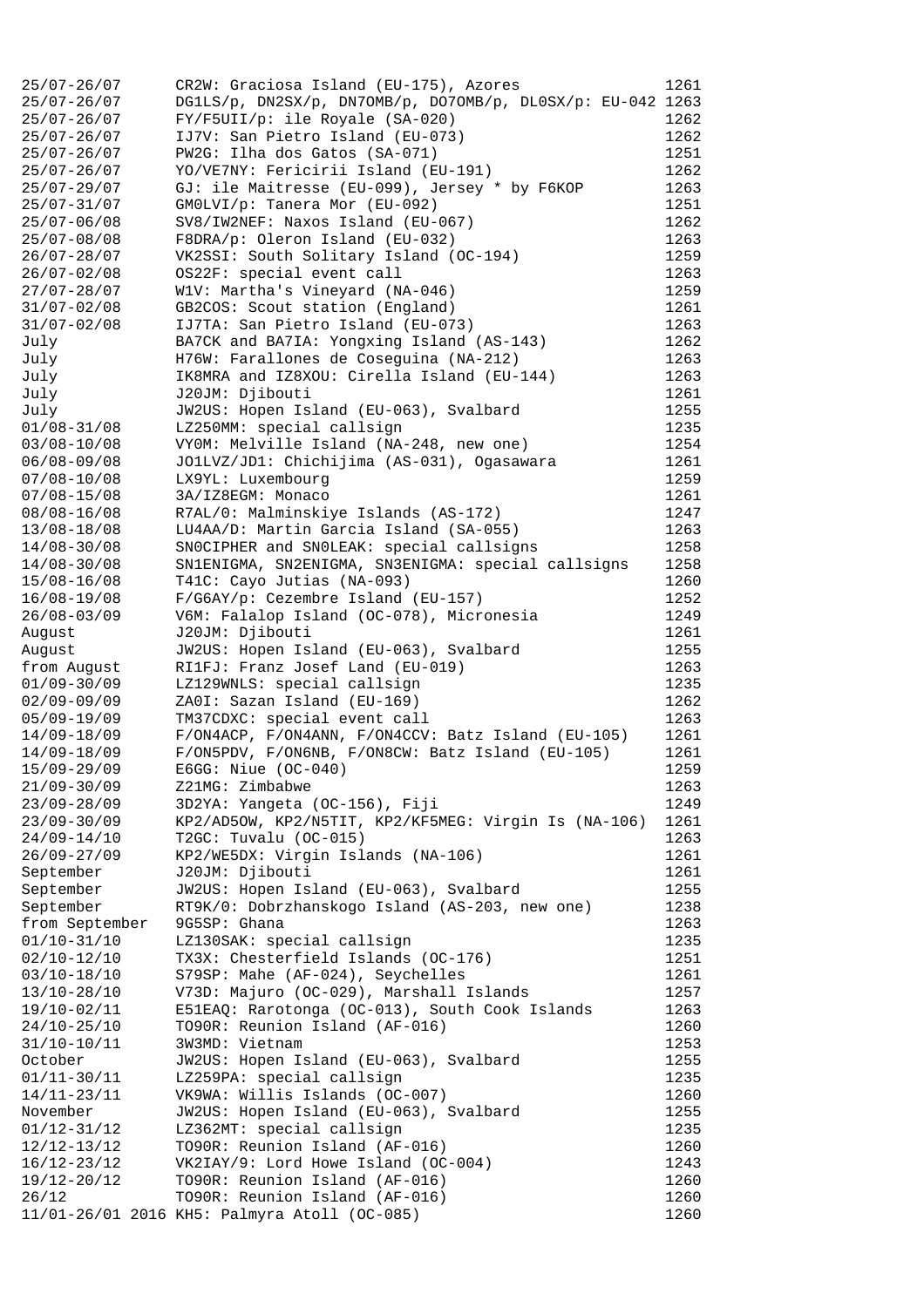| | | |
|---|---|---|
| 25/07-26/07 | CR2W: Graciosa Island (EU-175), Azores | 1261 |
| 25/07-26/07 | DG1LS/p, DN2SX/p, DN7OMB/p, DO7OMB/p, DL0SX/p: EU-042 | 1263 |
| 25/07-26/07 | FY/F5UII/p: ile Royale (SA-020) | 1262 |
| 25/07-26/07 | IJ7V: San Pietro Island (EU-073) | 1262 |
| 25/07-26/07 | PW2G: Ilha dos Gatos (SA-071) | 1251 |
| 25/07-26/07 | YO/VE7NY: Fericirii Island (EU-191) | 1262 |
| 25/07-29/07 | GJ: ile Maitresse (EU-099), Jersey * by F6KOP | 1263 |
| 25/07-31/07 | GM0LVI/p: Tanera Mor (EU-092) | 1251 |
| 25/07-06/08 | SV8/IW2NEF: Naxos Island (EU-067) | 1262 |
| 25/07-08/08 | F8DRA/p: Oleron Island (EU-032) | 1263 |
| 26/07-28/07 | VK2SSI: South Solitary Island (OC-194) | 1259 |
| 26/07-02/08 | OS22F: special event call | 1263 |
| 27/07-28/07 | W1V: Martha's Vineyard (NA-046) | 1259 |
| 31/07-02/08 | GB2COS: Scout station (England) | 1261 |
| 31/07-02/08 | IJ7TA: San Pietro Island (EU-073) | 1263 |
| July | BA7CK and BA7IA: Yongxing Island (AS-143) | 1262 |
| July | H76W: Farallones de Coseguina (NA-212) | 1263 |
| July | IK8MRA and IZ8XOU: Cirella Island (EU-144) | 1263 |
| July | J20JM: Djibouti | 1261 |
| July | JW2US: Hopen Island (EU-063), Svalbard | 1255 |
| 01/08-31/08 | LZ250MM: special callsign | 1235 |
| 03/08-10/08 | VY0M: Melville Island (NA-248, new one) | 1254 |
| 06/08-09/08 | JO1LVZ/JD1: Chichijima (AS-031), Ogasawara | 1261 |
| 07/08-10/08 | LX9YL: Luxembourg | 1259 |
| 07/08-15/08 | 3A/IZ8EGM: Monaco | 1261 |
| 08/08-16/08 | R7AL/0: Malminskiye Islands (AS-172) | 1247 |
| 13/08-18/08 | LU4AA/D: Martin Garcia Island (SA-055) | 1263 |
| 14/08-30/08 | SN0CIPHER and SN0LEAK: special callsigns | 1258 |
| 14/08-30/08 | SN1ENIGMA, SN2ENIGMA, SN3ENIGMA: special callsigns | 1258 |
| 15/08-16/08 | T41C: Cayo Jutias (NA-093) | 1260 |
| 16/08-19/08 | F/G6AY/p: Cezembre Island (EU-157) | 1252 |
| 26/08-03/09 | V6M: Falalop Island (OC-078), Micronesia | 1249 |
| August | J20JM: Djibouti | 1261 |
| August | JW2US: Hopen Island (EU-063), Svalbard | 1255 |
| from August | RI1FJ: Franz Josef Land (EU-019) | 1263 |
| 01/09-30/09 | LZ129WNLS: special callsign | 1235 |
| 02/09-09/09 | ZA0I: Sazan Island (EU-169) | 1262 |
| 05/09-19/09 | TM37CDXC: special event call | 1263 |
| 14/09-18/09 | F/ON4ACP, F/ON4ANN, F/ON4CCV: Batz Island (EU-105) | 1261 |
| 14/09-18/09 | F/ON5PDV, F/ON6NB, F/ON8CW: Batz Island (EU-105) | 1261 |
| 15/09-29/09 | E6GG: Niue (OC-040) | 1259 |
| 21/09-30/09 | Z21MG: Zimbabwe | 1263 |
| 23/09-28/09 | 3D2YA: Yangeta (OC-156), Fiji | 1249 |
| 23/09-30/09 | KP2/AD5OW, KP2/N5TIT, KP2/KF5MEG: Virgin Is (NA-106) | 1261 |
| 24/09-14/10 | T2GC: Tuvalu (OC-015) | 1263 |
| 26/09-27/09 | KP2/WE5DX: Virgin Islands (NA-106) | 1261 |
| September | J20JM: Djibouti | 1261 |
| September | JW2US: Hopen Island (EU-063), Svalbard | 1255 |
| September | RT9K/0: Dobrzhanskogo Island (AS-203, new one) | 1238 |
| from September | 9G5SP: Ghana | 1263 |
| 01/10-31/10 | LZ130SAK: special callsign | 1235 |
| 02/10-12/10 | TX3X: Chesterfield Islands (OC-176) | 1251 |
| 03/10-18/10 | S79SP: Mahe (AF-024), Seychelles | 1261 |
| 13/10-28/10 | V73D: Majuro (OC-029), Marshall Islands | 1257 |
| 19/10-02/11 | E51EAQ: Rarotonga (OC-013), South Cook Islands | 1263 |
| 24/10-25/10 | TO90R: Reunion Island (AF-016) | 1260 |
| 31/10-10/11 | 3W3MD: Vietnam | 1253 |
| October | JW2US: Hopen Island (EU-063), Svalbard | 1255 |
| 01/11-30/11 | LZ259PA: special callsign | 1235 |
| 14/11-23/11 | VK9WA: Willis Islands (OC-007) | 1260 |
| November | JW2US: Hopen Island (EU-063), Svalbard | 1255 |
| 01/12-31/12 | LZ362MT: special callsign | 1235 |
| 12/12-13/12 | TO90R: Reunion Island (AF-016) | 1260 |
| 16/12-23/12 | VK2IAY/9: Lord Howe Island (OC-004) | 1243 |
| 19/12-20/12 | TO90R: Reunion Island (AF-016) | 1260 |
| 26/12 | TO90R: Reunion Island (AF-016) | 1260 |
| 11/01-26/01 2016 | KH5: Palmyra Atoll (OC-085) | 1260 |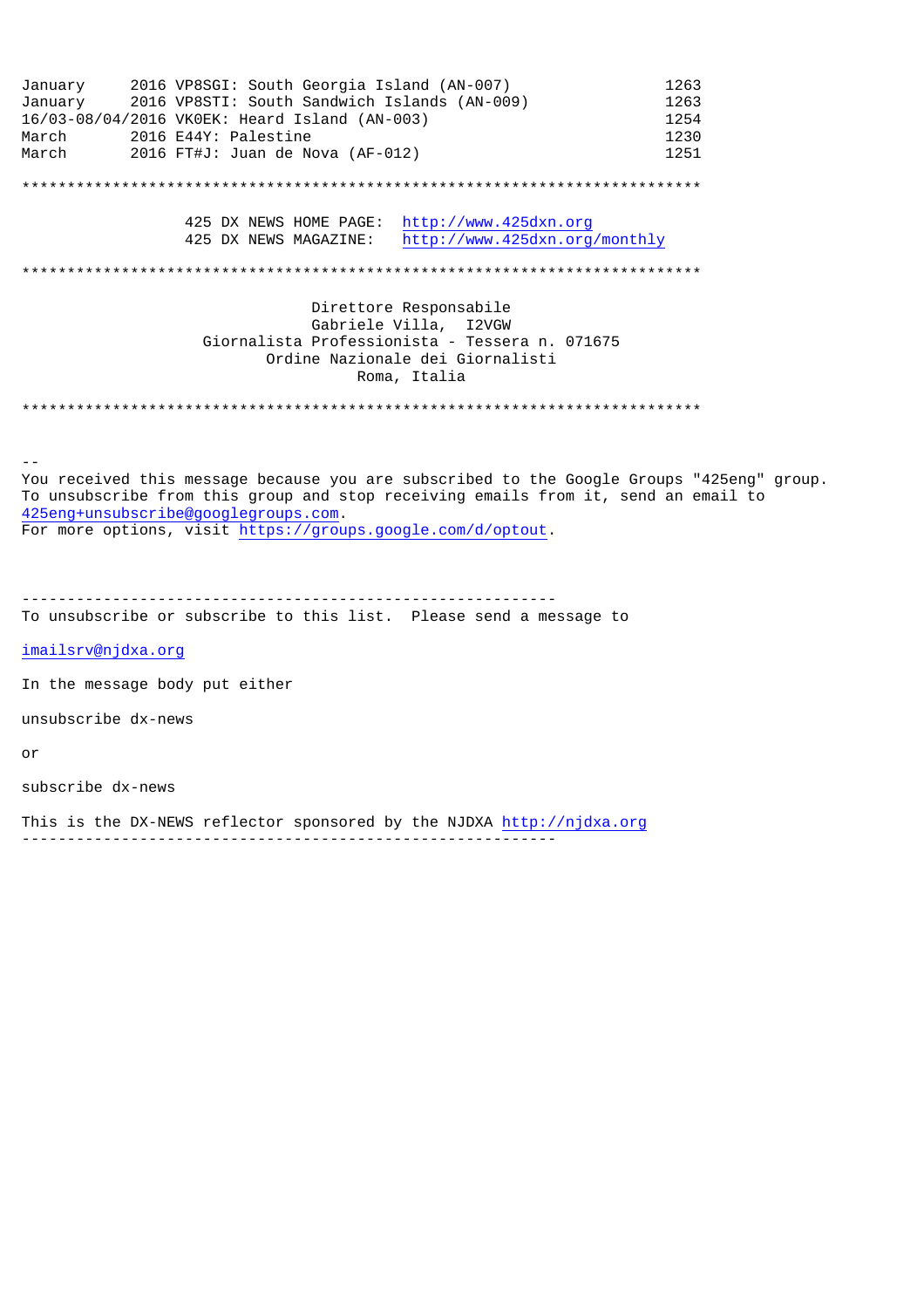| | | |
|---|---|---|
| January | 2016 VP8SGI: South Georgia Island (AN-007) | 1263 |
| January | 2016 VP8STI: South Sandwich Islands (AN-009) | 1263 |
| 16/03-08/04/2016 | VK0EK: Heard Island (AN-003) | 1254 |
| March | 2016 E44Y: Palestine | 1230 |
| March | 2016 FT#J: Juan de Nova (AF-012) | 1251 |

******************************************************************************

425 DX NEWS HOME PAGE: http://www.425dxn.org
425 DX NEWS MAGAZINE: http://www.425dxn.org/monthly

******************************************************************************

Direttore Responsabile
Gabriele Villa, I2VGW
Giornalista Professionista - Tessera n. 071675
Ordine Nazionale dei Giornalisti
Roma, Italia

******************************************************************************

--
You received this message because you are subscribed to the Google Groups "425eng" group.
To unsubscribe from this group and stop receiving emails from it, send an email to 425eng+unsubscribe@googlegroups.com.
For more options, visit https://groups.google.com/d/optout.

-----------------------------------------------------------

To unsubscribe or subscribe to this list. Please send a message to

imailsrv@njdxa.org

In the message body put either

unsubscribe dx-news

or

subscribe dx-news

This is the DX-NEWS reflector sponsored by the NJDXA http://njdxa.org

-----------------------------------------------------------